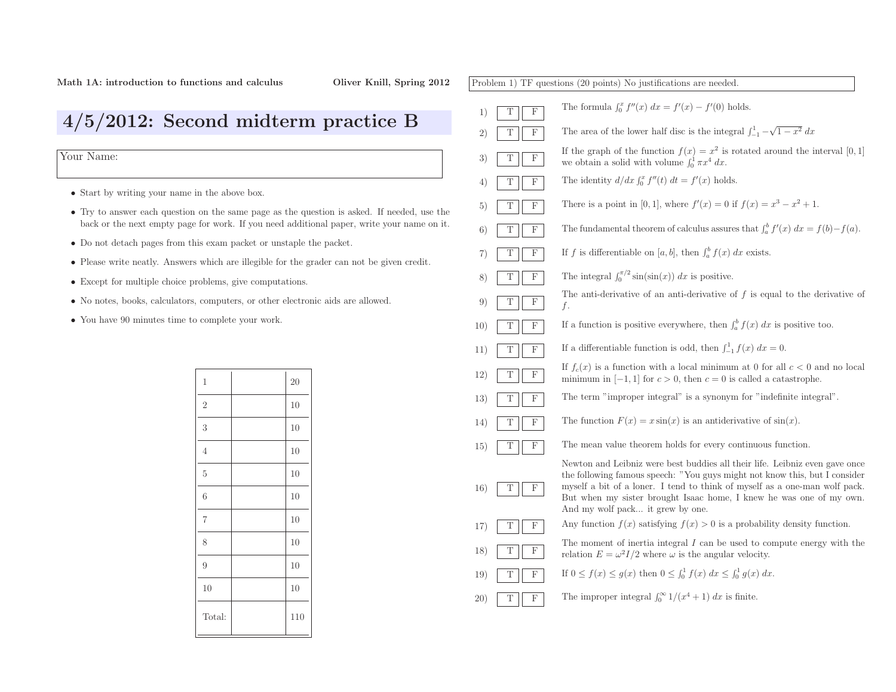Math 1A: introduction to functions and calculus — Oliver Knill, Spring 2012

# 4/5/2012: Second midterm practice B

Your Name:

- Start by writing your name in the above box.
- Try to answer each question on the same page as the question is asked. If needed, use the back or the next empty page for work. If you need additional paper, write your name on it.
- Do not detach pages from this exam packet or unstaple the packet.
- Please write neatly. Answers which are illegible for the grader can not be given credit.
- Except for multiple choice problems, give computations.
- No notes, books, calculators, computers, or other electronic aids are allowed.
- You have 90 minutes time to complete your work.

| | | |
|---|---|---|
| 1 | | 20 |
| 2 | | 10 |
| 3 | | 10 |
| 4 | | 10 |
| 5 | | 10 |
| 6 | | 10 |
| 7 | | 10 |
| 8 | | 10 |
| 9 | | 10 |
| 10 | | 10 |
| Total: | | 110 |

Problem 1) TF questions (20 points) No justifications are needed.

1) T F The formula $\int_0^x f''(x)\, dx = f'(x) - f'(0)$ holds.

2) T F The area of the lower half disc is the integral $\int_{-1}^1 -\sqrt{1-x^2}\, dx$

3) T F If the graph of the function $f(x) = x^2$ is rotated around the interval $[0,1]$ we obtain a solid with volume $\int_0^1 \pi x^4\, dx$.

4) T F The identity $d/dx \int_0^x f''(t)\, dt = f'(x)$ holds.

5) T F There is a point in $[0,1]$, where $f'(x) = 0$ if $f(x) = x^3 - x^2 + 1$.

6) T F The fundamental theorem of calculus assures that $\int_a^b f'(x)\, dx = f(b) - f(a)$.

7) T F If $f$ is differentiable on $[a,b]$, then $\int_a^b f(x)\, dx$ exists.

8) T F The integral $\int_0^{\pi/2} \sin(\sin(x))\, dx$ is positive.

9) T F The anti-derivative of an anti-derivative of $f$ is equal to the derivative of $f$.

10) T F If a function is positive everywhere, then $\int_a^b f(x)\, dx$ is positive too.

11) T F If a differentiable function is odd, then $\int_{-1}^1 f(x)\, dx = 0$.

12) T F If $f_c(x)$ is a function with a local minimum at 0 for all $c < 0$ and no local minimum in $[-1,1]$ for $c > 0$, then $c = 0$ is called a catastrophe.

13) T F The term "improper integral" is a synonym for "indefinite integral".

14) T F The function $F(x) = x\sin(x)$ is an antiderivative of $\sin(x)$.

15) T F The mean value theorem holds for every continuous function.

16) T F Newton and Leibniz were best buddies all their life. Leibniz even gave once the following famous speech: "You guys might not know this, but I consider myself a bit of a loner. I tend to think of myself as a one-man wolf pack. But when my sister brought Isaac home, I knew he was one of my own. And my wolf pack... it grew by one.

17) T F Any function $f(x)$ satisfying $f(x) > 0$ is a probability density function.

18) T F The moment of inertia integral $I$ can be used to compute energy with the relation $E = \omega^2 I/2$ where $\omega$ is the angular velocity.

19) T F If $0 \leq f(x) \leq g(x)$ then $0 \leq \int_0^1 f(x)\, dx \leq \int_0^1 g(x)\, dx$.

20) T F The improper integral $\int_0^\infty 1/(x^4+1)\, dx$ is finite.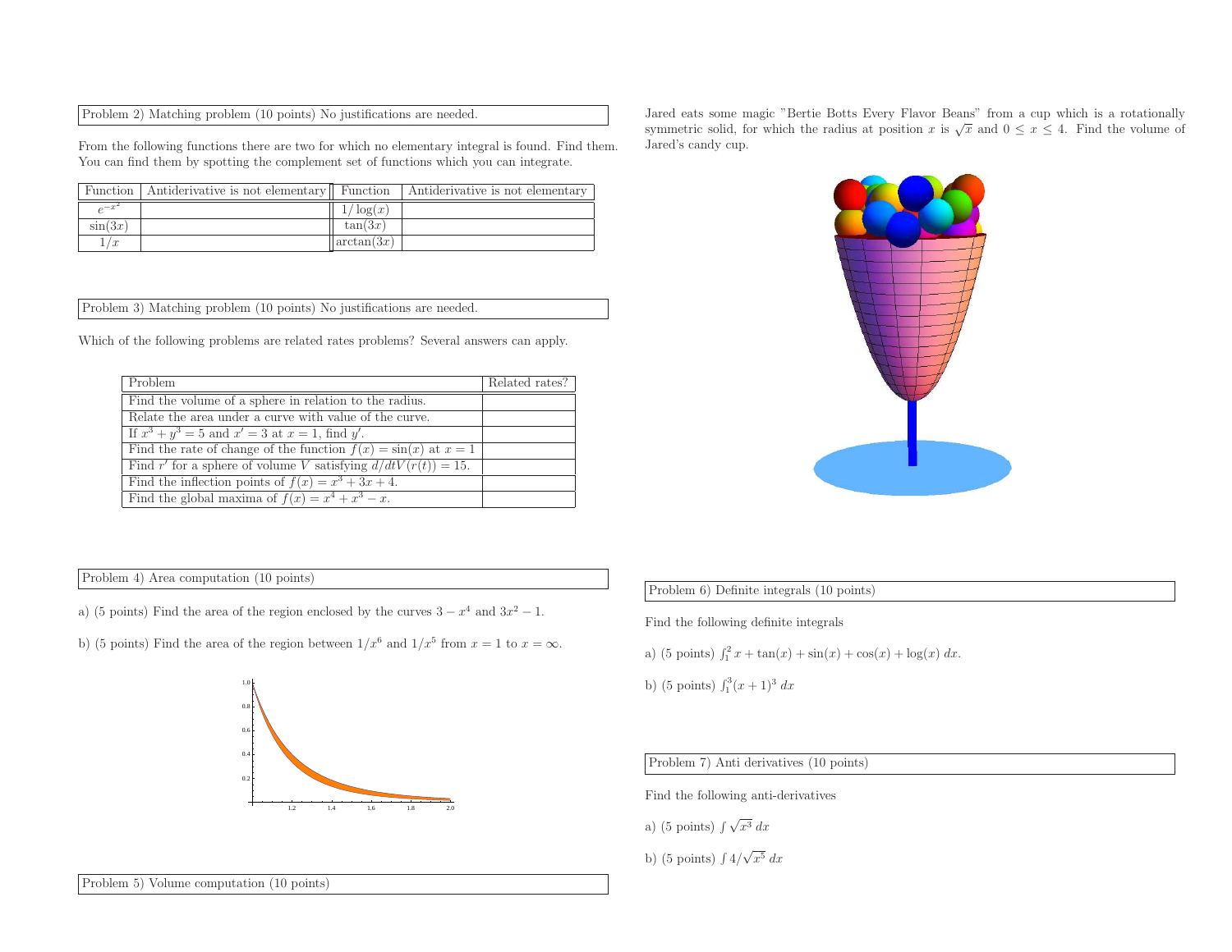## Problem 2) Matching problem (10 points) No justifications are needed.

From the following functions there are two for which no elementary integral is found. Find them. You can find them by spotting the complement set of functions which you can integrate.

| Function | Antiderivative is not elementary | Function | Antiderivative is not elementary |
|---|---|---|---|
| $e^{-x^2}$ | | $1/\log(x)$ | |
| $\sin(3x)$ | | $\tan(3x)$ | |
| $1/x$ | | $\arctan(3x)$ | |

## Problem 3) Matching problem (10 points) No justifications are needed.

Which of the following problems are related rates problems? Several answers can apply.

| Problem | Related rates? |
|---|---|
| Find the volume of a sphere in relation to the radius. | |
| Relate the area under a curve with value of the curve. | |
| If $x^3 + y^3 = 5$ and $x' = 3$ at $x = 1$, find $y'$. | |
| Find the rate of change of the function $f(x) = \sin(x)$ at $x = 1$ | |
| Find $r'$ for a sphere of volume $V$ satisfying $d/dt V(r(t)) = 15$. | |
| Find the inflection points of $f(x) = x^3 + 3x + 4$. | |
| Find the global maxima of $f(x) = x^4 + x^3 - x$. | |

## Problem 4) Area computation (10 points)

a) (5 points) Find the area of the region enclosed by the curves $3 - x^4$ and $3x^2 - 1$.

b) (5 points) Find the area of the region between $1/x^6$ and $1/x^5$ from $x = 1$ to $x = \infty$.

## Problem 5) Volume computation (10 points)

Jared eats some magic "Bertie Botts Every Flavor Beans" from a cup which is a rotationally symmetric solid, for which the radius at position $x$ is $\sqrt{x}$ and $0 \leq x \leq 4$. Find the volume of Jared's candy cup.

## Problem 6) Definite integrals (10 points)

Find the following definite integrals

a) (5 points) $\int_1^2 x + \tan(x) + \sin(x) + \cos(x) + \log(x)\ dx$.

b) (5 points) $\int_1^3 (x + 1)^3\ dx$

## Problem 7) Anti derivatives (10 points)

Find the following anti-derivatives

a) (5 points) $\int \sqrt{x^3}\ dx$

b) (5 points) $\int 4/\sqrt{x^5}\ dx$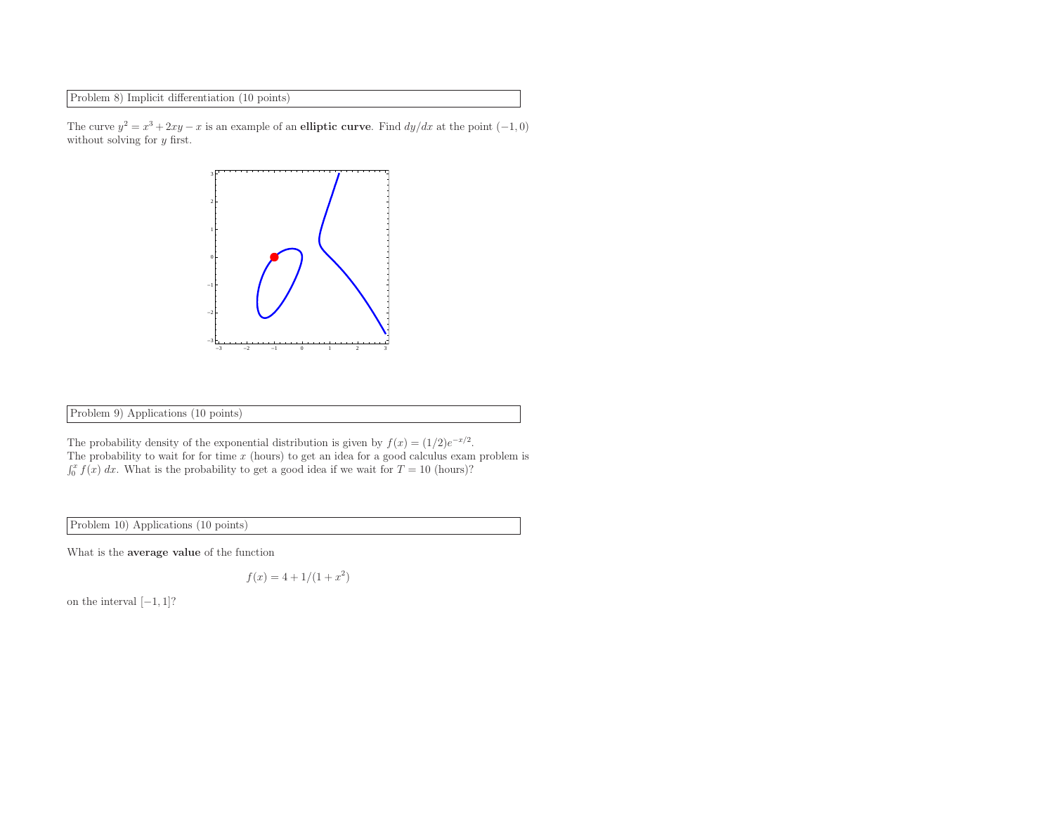Problem 8) Implicit differentiation (10 points)

The curve $y^2 = x^3 + 2xy - x$ is an example of an **elliptic curve**. Find $dy/dx$ at the point $(-1, 0)$ without solving for $y$ first.

3
2
1
0
−1
−2
−3
−3 −2 −1 0 1 2 3

Problem 9) Applications (10 points)

The probability density of the exponential distribution is given by $f(x) = (1/2)e^{-x/2}$.
The probability to wait for for time $x$ (hours) to get an idea for a good calculus exam problem is $\int_0^x f(x)\,dx$. What is the probability to get a good idea if we wait for $T = 10$ (hours)?

Problem 10) Applications (10 points)

What is the **average value** of the function

$$f(x) = 4 + 1/(1 + x^2)$$

on the interval $[-1, 1]$?